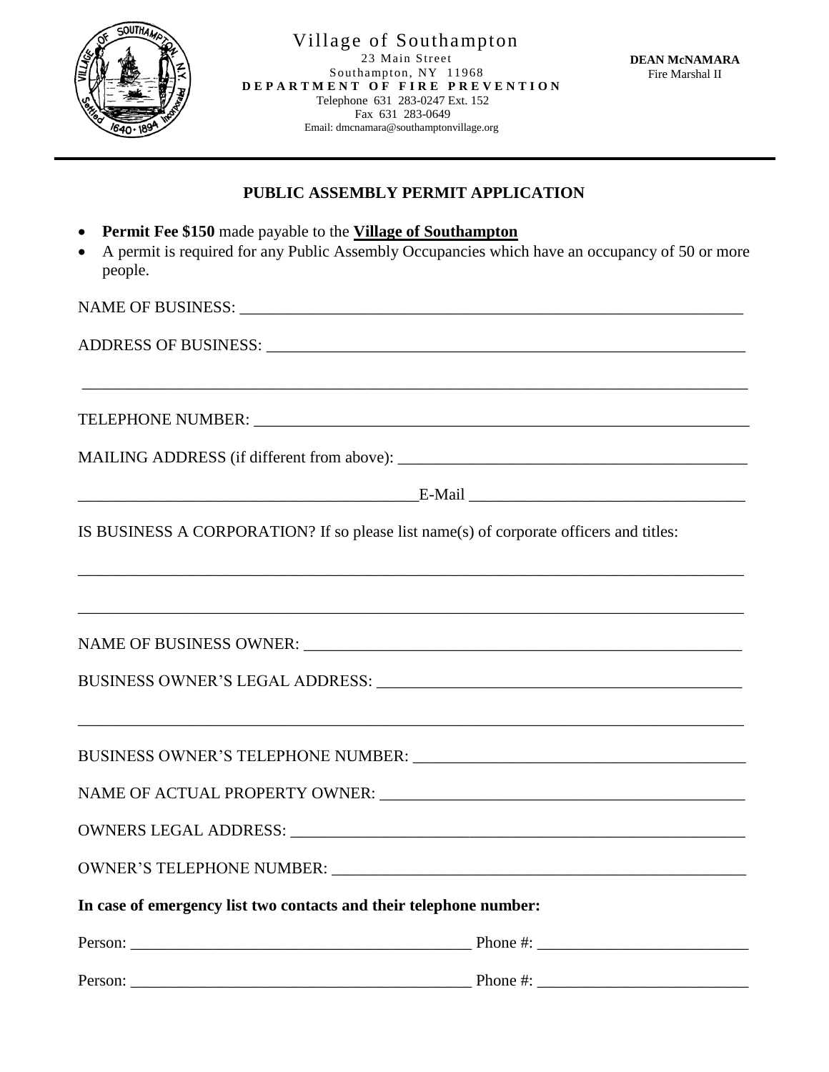Village of Southampton
23 Main Street
Southampton, NY 11968
**DEPARTMENT OF FIRE PREVENTION**
Telephone 631 283-0247 Ext. 152
Fax 631 283-0649
Email: dmcnamara@southamptonvillage.org

**DEAN McNAMARA**
Fire Marshal II

---

## PUBLIC ASSEMBLY PERMIT APPLICATION

- **Permit Fee $150** made payable to the **Village of Southampton**
- A permit is required for any Public Assembly Occupancies which have an occupancy of 50 or more people.

NAME OF BUSINESS: ______________________________________________________________

ADDRESS OF BUSINESS: ___________________________________________________________

________________________________________________________________________________

TELEPHONE NUMBER: ______________________________________________________________

MAILING ADDRESS (if different from above): __________________________________________

________________________________________E-Mail __________________________________

IS BUSINESS A CORPORATION? If so please list name(s) of corporate officers and titles:

________________________________________________________________________________

________________________________________________________________________________

NAME OF BUSINESS OWNER: _______________________________________________________

BUSINESS OWNER'S LEGAL ADDRESS: _______________________________________________

________________________________________________________________________________

BUSINESS OWNER'S TELEPHONE NUMBER: _________________________________________

NAME OF ACTUAL PROPERTY OWNER: ____________________________________________

OWNERS LEGAL ADDRESS: _________________________________________________________

OWNER'S TELEPHONE NUMBER: _____________________________________________________

**In case of emergency list two contacts and their telephone number:**

Person: ________________________________________ Phone #: _________________________

Person: ________________________________________ Phone #: _________________________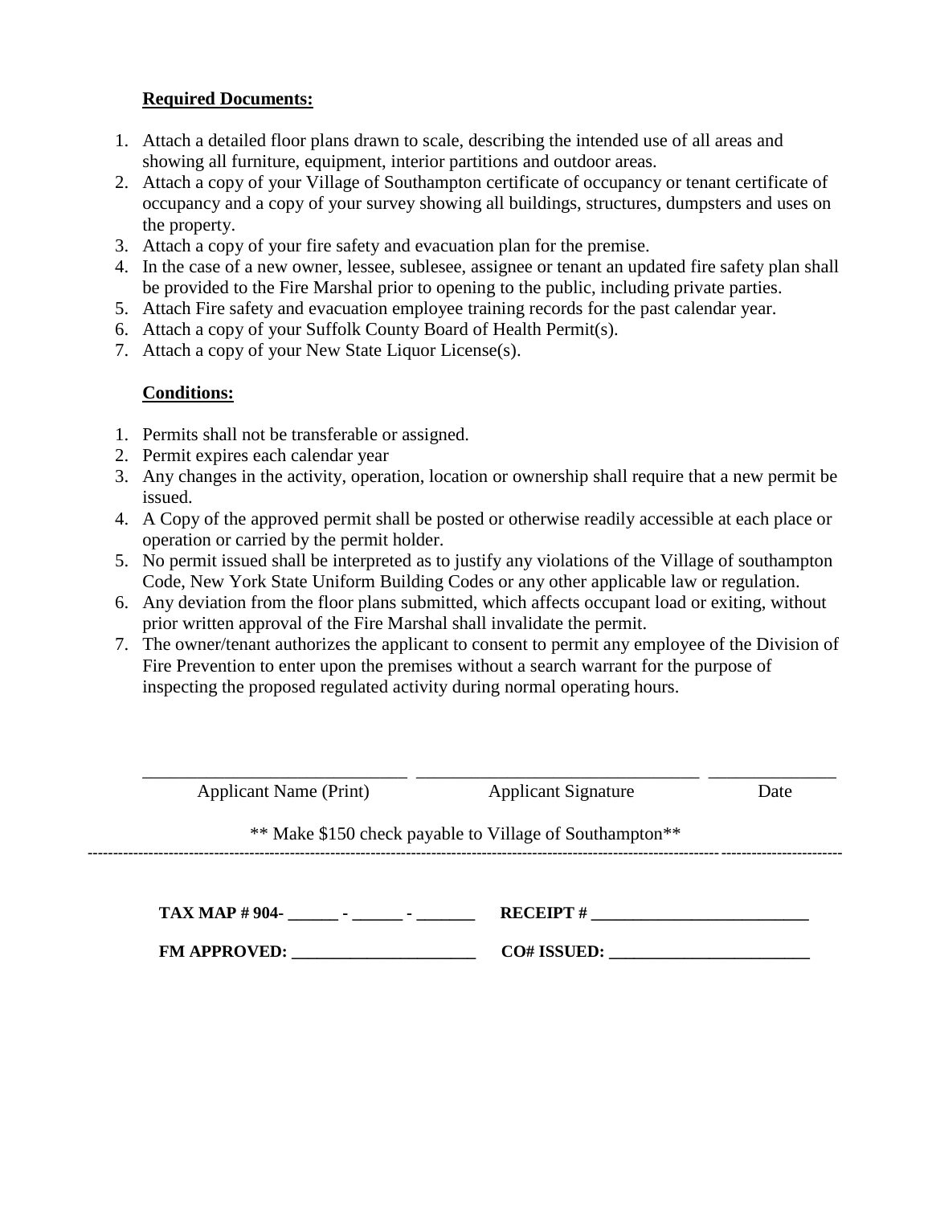**Required Documents:**

1. Attach a detailed floor plans drawn to scale, describing the intended use of all areas and showing all furniture, equipment, interior partitions and outdoor areas.
2. Attach a copy of your Village of Southampton certificate of occupancy or tenant certificate of occupancy and a copy of your survey showing all buildings, structures, dumpsters and uses on the property.
3. Attach a copy of your fire safety and evacuation plan for the premise.
4. In the case of a new owner, lessee, sublesee, assignee or tenant an updated fire safety plan shall be provided to the Fire Marshal prior to opening to the public, including private parties.
5. Attach Fire safety and evacuation employee training records for the past calendar year.
6. Attach a copy of your Suffolk County Board of Health Permit(s).
7. Attach a copy of your New State Liquor License(s).

**Conditions:**

1. Permits shall not be transferable or assigned.
2. Permit expires each calendar year
3. Any changes in the activity, operation, location or ownership shall require that a new permit be issued.
4. A Copy of the approved permit shall be posted or otherwise readily accessible at each place or operation or carried by the permit holder.
5. No permit issued shall be interpreted as to justify any violations of the Village of southampton Code, New York State Uniform Building Codes or any other applicable law or regulation.
6. Any deviation from the floor plans submitted, which affects occupant load or exiting, without prior written approval of the Fire Marshal shall invalidate the permit.
7. The owner/tenant authorizes the applicant to consent to permit any employee of the Division of Fire Prevention to enter upon the premises without a search warrant for the purpose of inspecting the proposed regulated activity during normal operating hours.

______________________________ ________________________________ ______________

Applicant Name (Print) Applicant Signature Date

** Make $150 check payable to Village of Southampton**

---

**TAX MAP # 904- ______ - ______ - _______** **RECEIPT # __________________________**

**FM APPROVED: ______________________** **CO# ISSUED: ________________________**